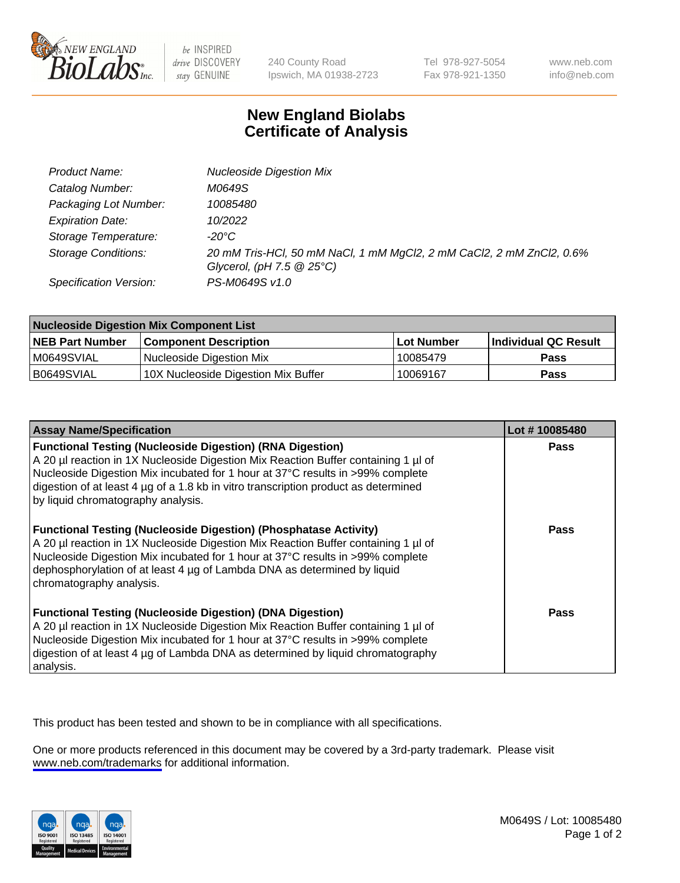# New England Biolabs Certificate of Analysis

| | |
|---|---|
| Product Name: | Nucleoside Digestion Mix |
| Catalog Number: | M0649S |
| Packaging Lot Number: | 10085480 |
| Expiration Date: | 10/2022 |
| Storage Temperature: | -20°C |
| Storage Conditions: | 20 mM Tris-HCl, 50 mM NaCl, 1 mM $MgCl_2$, 2 mM $CaCl_2$, 2 mM $ZnCl_2$, 0.6% Glycerol, (pH 7.5 @ 25°C) |
| Specification Version: | PS-M0649S v1.0 |

| Nucleoside Digestion Mix Component List | | | |
|---|---|---|---|
| **NEB Part Number** | **Component Description** | **Lot Number** | **Individual QC Result** |
| M0649SVIAL | Nucleoside Digestion Mix | 10085479 | Pass |
| B0649SVIAL | 10X Nucleoside Digestion Mix Buffer | 10069167 | Pass |

| Assay Name/Specification | Lot # 10085480 |
|---|---|
| **Functional Testing (Nucleoside Digestion) (RNA Digestion)** A 20 µl reaction in 1X Nucleoside Digestion Mix Reaction Buffer containing 1 µl of Nucleoside Digestion Mix incubated for 1 hour at 37°C results in >99% complete digestion of at least 4 µg of a 1.8 kb in vitro transcription product as determined by liquid chromatography analysis. | Pass |
| **Functional Testing (Nucleoside Digestion) (Phosphatase Activity)** A 20 µl reaction in 1X Nucleoside Digestion Mix Reaction Buffer containing 1 µl of Nucleoside Digestion Mix incubated for 1 hour at 37°C results in >99% complete dephosphorylation of at least 4 µg of Lambda DNA as determined by liquid chromatography analysis. | Pass |
| **Functional Testing (Nucleoside Digestion) (DNA Digestion)** A 20 µl reaction in 1X Nucleoside Digestion Mix Reaction Buffer containing 1 µl of Nucleoside Digestion Mix incubated for 1 hour at 37°C results in >99% complete digestion of at least 4 µg of Lambda DNA as determined by liquid chromatography analysis. | Pass |

This product has been tested and shown to be in compliance with all specifications.

One or more products referenced in this document may be covered by a 3rd-party trademark. Please visit www.neb.com/trademarks for additional information.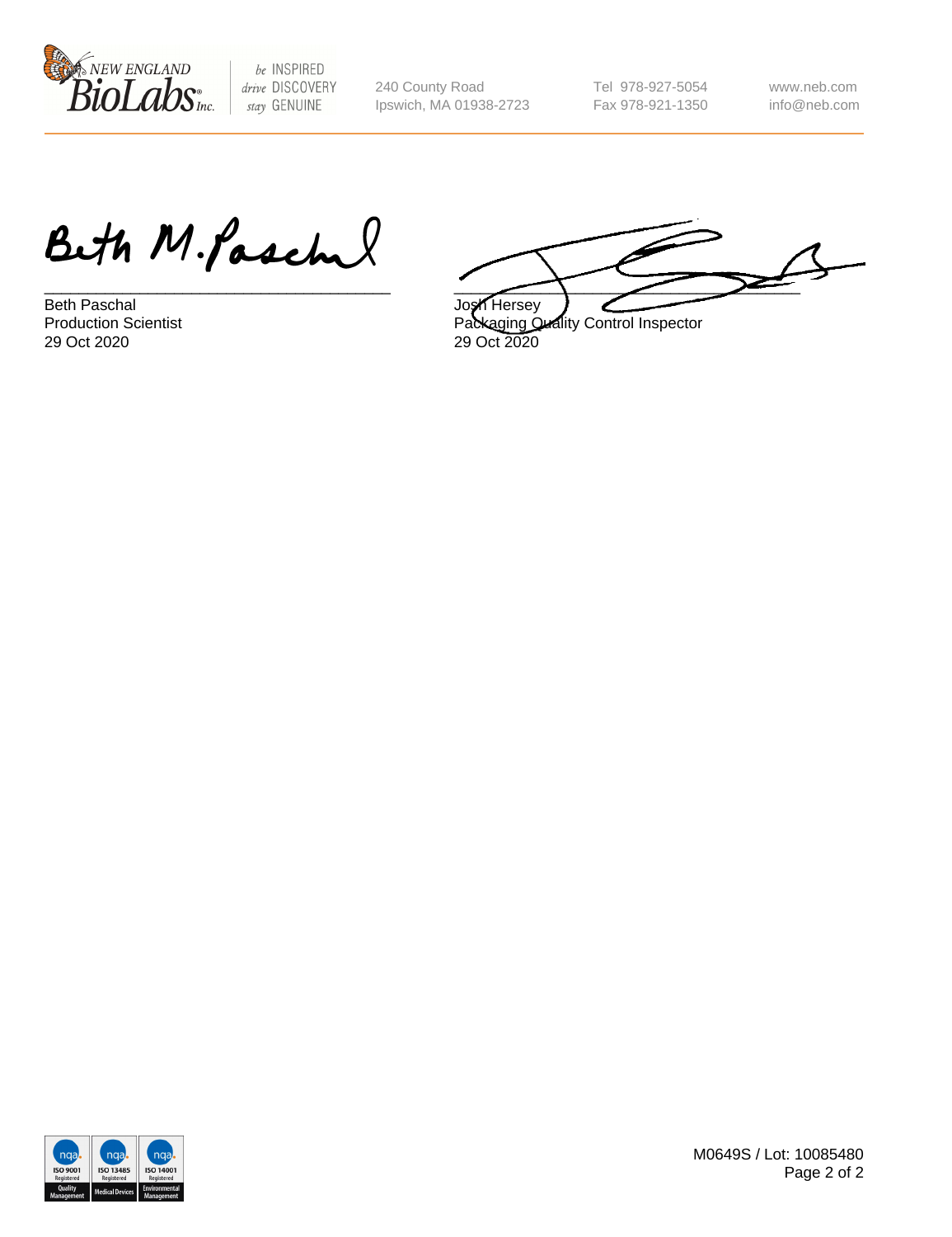Beth Paschal
Production Scientist
29 Oct 2020

Josh Hersey
Packaging Quality Control Inspector
29 Oct 2020

M0649S / Lot: 10085480